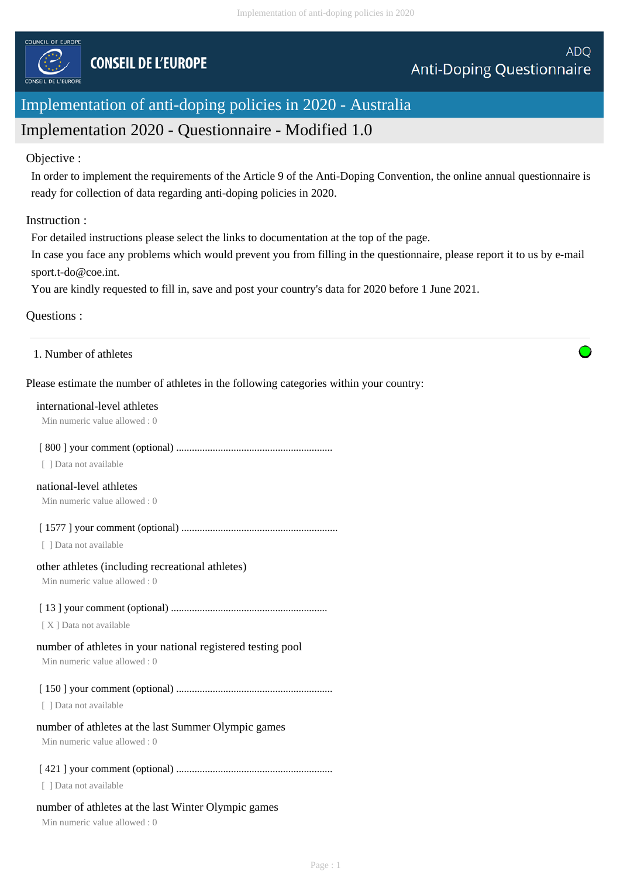COUNCIL OF EUROPE

# CONSEIL DE L'EUROPE

ADQ
Anti-Doping Questionnaire

## Implementation of anti-doping policies in 2020 - Australia

## Implementation 2020 - Questionnaire - Modified 1.0

Objective :

In order to implement the requirements of the Article 9 of the Anti-Doping Convention, the online annual questionnaire is ready for collection of data regarding anti-doping policies in 2020.

Instruction :

For detailed instructions please select the links to documentation at the top of the page.
In case you face any problems which would prevent you from filling in the questionnaire, please report it to us by e-mail sport.t-do@coe.int.
You are kindly requested to fill in, save and post your country's data for 2020 before 1 June 2021.

Questions :

---

1. Number of athletes

Please estimate the number of athletes in the following categories within your country:

international-level athletes
Min numeric value allowed : 0

[ 800 ] your comment (optional) ............................................................
[ ] Data not available

national-level athletes
Min numeric value allowed : 0

[ 1577 ] your comment (optional) ............................................................
[ ] Data not available

other athletes (including recreational athletes)
Min numeric value allowed : 0

[ 13 ] your comment (optional) ............................................................
[ X ] Data not available

number of athletes in your national registered testing pool
Min numeric value allowed : 0

[ 150 ] your comment (optional) ............................................................
[ ] Data not available

number of athletes at the last Summer Olympic games
Min numeric value allowed : 0

[ 421 ] your comment (optional) ............................................................
[ ] Data not available

number of athletes at the last Winter Olympic games
Min numeric value allowed : 0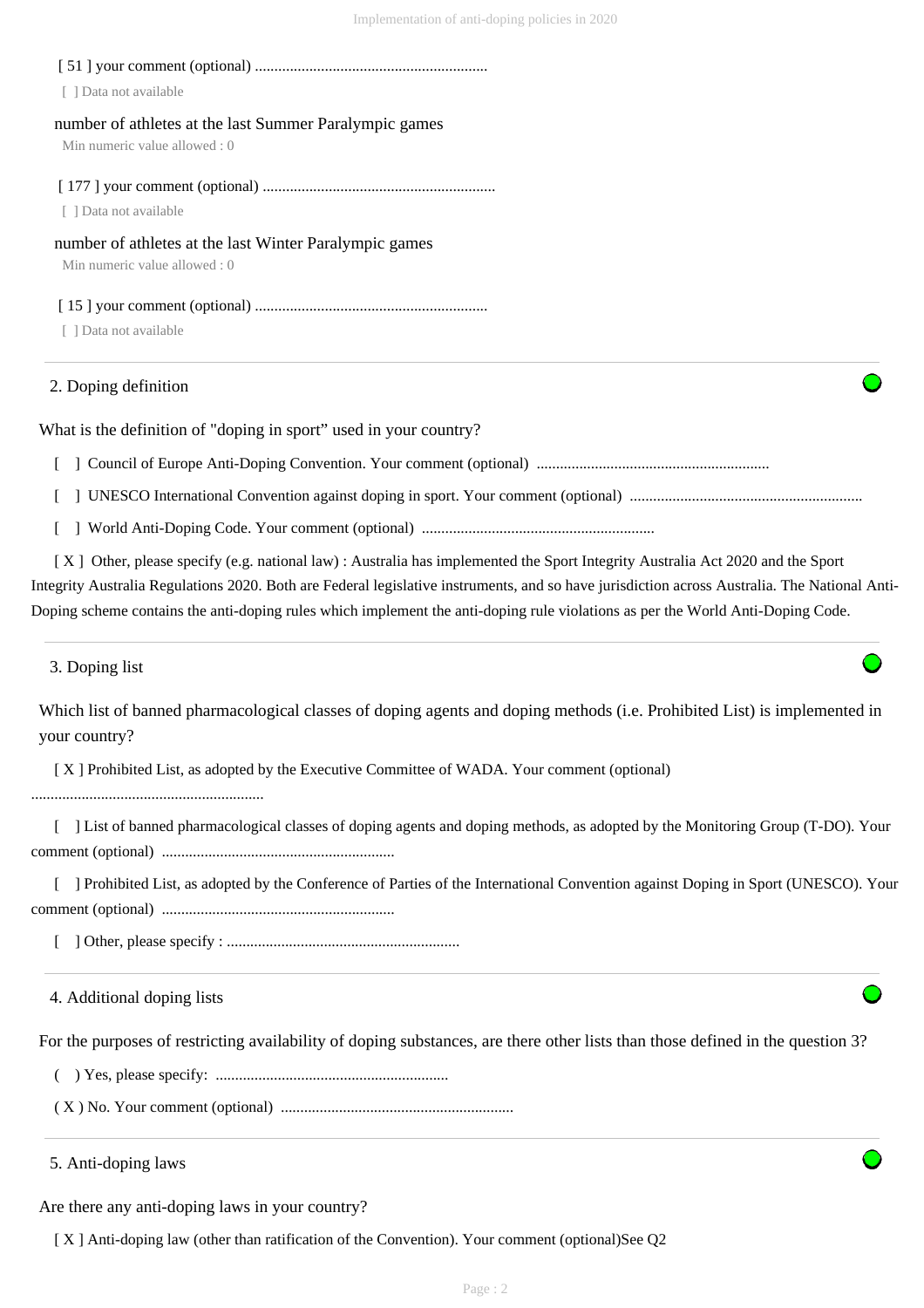[ 51 ] your comment (optional) ............................................................

[ ] Data not available

number of athletes at the last Summer Paralympic games

Min numeric value allowed : 0

[ 177 ] your comment (optional) ............................................................

[ ] Data not available

number of athletes at the last Winter Paralympic games

Min numeric value allowed : 0

[ 15 ] your comment (optional) ............................................................

[ ] Data not available

## 2. Doping definition

What is the definition of "doping in sport" used in your country?

[ ] Council of Europe Anti-Doping Convention. Your comment (optional) ............................................................

[ ] UNESCO International Convention against doping in sport. Your comment (optional) ............................................................

[ ] World Anti-Doping Code. Your comment (optional) ............................................................

[ X ] Other, please specify (e.g. national law) : Australia has implemented the Sport Integrity Australia Act 2020 and the Sport Integrity Australia Regulations 2020. Both are Federal legislative instruments, and so have jurisdiction across Australia. The National Anti-Doping scheme contains the anti-doping rules which implement the anti-doping rule violations as per the World Anti-Doping Code.

## 3. Doping list

Which list of banned pharmacological classes of doping agents and doping methods (i.e. Prohibited List) is implemented in your country?

[ X ] Prohibited List, as adopted by the Executive Committee of WADA. Your comment (optional) ............................................................

[ ] List of banned pharmacological classes of doping agents and doping methods, as adopted by the Monitoring Group (T-DO). Your comment (optional) ............................................................

[ ] Prohibited List, as adopted by the Conference of Parties of the International Convention against Doping in Sport (UNESCO). Your comment (optional) ............................................................

[ ] Other, please specify : ............................................................

## 4. Additional doping lists

For the purposes of restricting availability of doping substances, are there other lists than those defined in the question 3?

( ) Yes, please specify: ............................................................

( X ) No. Your comment (optional) ............................................................

## 5. Anti-doping laws

Are there any anti-doping laws in your country?

[ X ] Anti-doping law (other than ratification of the Convention). Your comment (optional)See Q2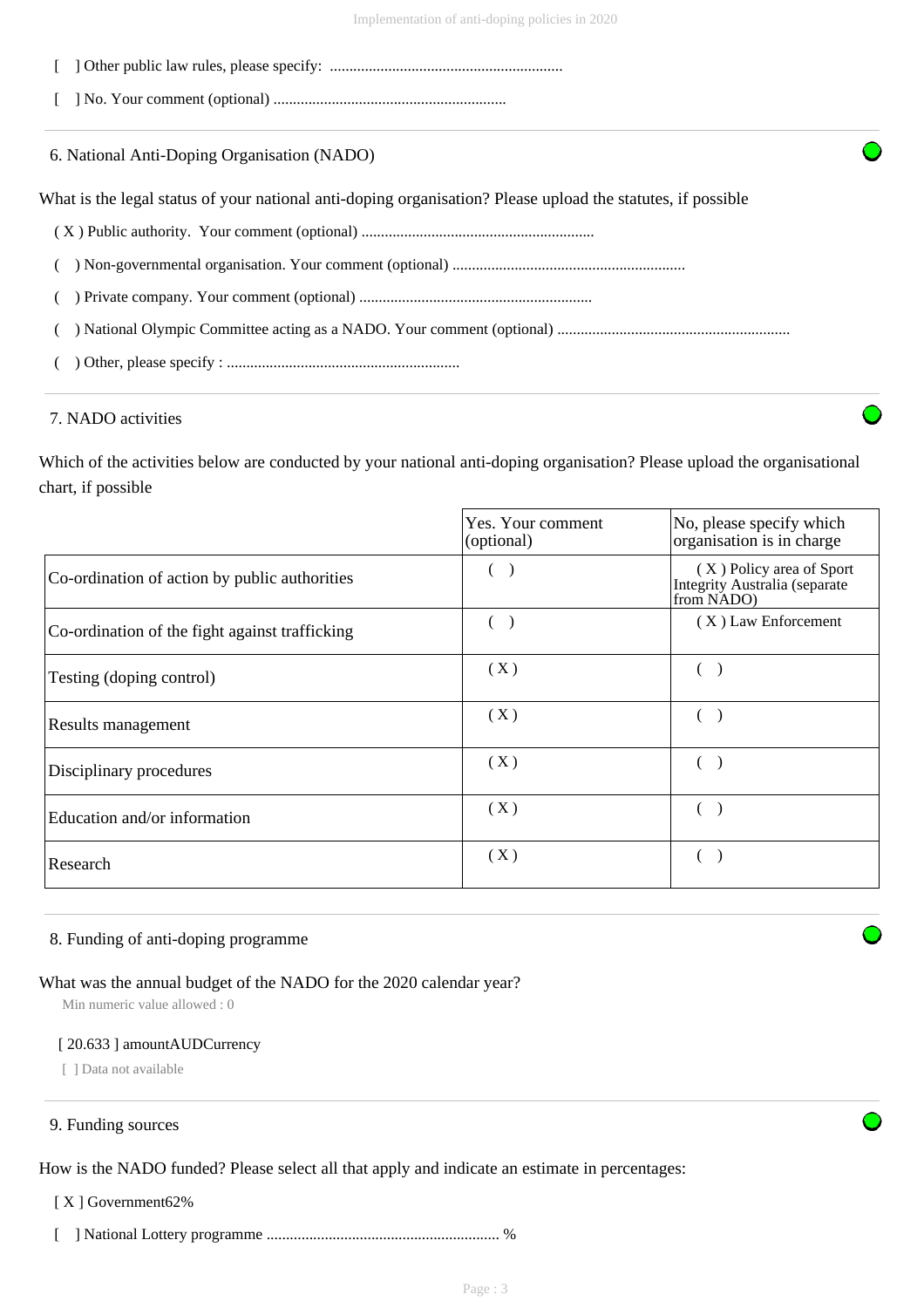[ ] Other public law rules, please specify: ............................................................

[ ] No. Your comment (optional) ............................................................

### 6. National Anti-Doping Organisation (NADO)

What is the legal status of your national anti-doping organisation? Please upload the statutes, if possible

( X ) Public authority. Your comment (optional) ............................................................

( ) Non-governmental organisation. Your comment (optional) ............................................................

( ) Private company. Your comment (optional) ............................................................

( ) National Olympic Committee acting as a NADO. Your comment (optional) ............................................................

( ) Other, please specify : ............................................................

### 7. NADO activities

Which of the activities below are conducted by your national anti-doping organisation? Please upload the organisational chart, if possible

| | Yes. Your comment (optional) | No, please specify which organisation is in charge |
|---|---|---|
| Co-ordination of action by public authorities | ( ) | ( X ) Policy area of Sport Integrity Australia (separate from NADO) |
| Co-ordination of the fight against trafficking | ( ) | ( X ) Law Enforcement |
| Testing (doping control) | ( X ) | ( ) |
| Results management | ( X ) | ( ) |
| Disciplinary procedures | ( X ) | ( ) |
| Education and/or information | ( X ) | ( ) |
| Research | ( X ) | ( ) |

### 8. Funding of anti-doping programme

What was the annual budget of the NADO for the 2020 calendar year?

Min numeric value allowed : 0

[ 20.633 ] amountAUDCurrency

[ ] Data not available

### 9. Funding sources

How is the NADO funded? Please select all that apply and indicate an estimate in percentages:

[ X ] Government62%

[ ] National Lottery programme ............................................................ %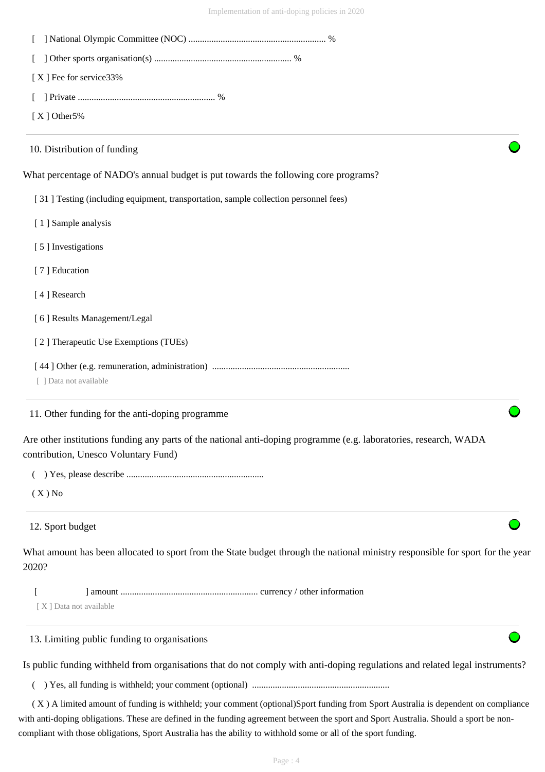[ ] National Olympic Committee (NOC) ............................................................ %

[ ] Other sports organisation(s) ............................................................ %

[ X ] Fee for service33%

[ ] Private ............................................................ %

[ X ] Other5%

10. Distribution of funding

What percentage of NADO's annual budget is put towards the following core programs?

[ 31 ] Testing (including equipment, transportation, sample collection personnel fees)

[ 1 ] Sample analysis

[ 5 ] Investigations

[ 7 ] Education

[ 4 ] Research

[ 6 ] Results Management/Legal

[ 2 ] Therapeutic Use Exemptions (TUEs)

[ 44 ] Other (e.g. remuneration, administration) ............................................................

[ ] Data not available

11. Other funding for the anti-doping programme

Are other institutions funding any parts of the national anti-doping programme (e.g. laboratories, research, WADA contribution, Unesco Voluntary Fund)

( ) Yes, please describe ............................................................

( X ) No

12. Sport budget

What amount has been allocated to sport from the State budget through the national ministry responsible for sport for the year 2020?

[ ] amount ............................................................ currency / other information

[ X ] Data not available

13. Limiting public funding to organisations

Is public funding withheld from organisations that do not comply with anti-doping regulations and related legal instruments?

( ) Yes, all funding is withheld; your comment (optional) ............................................................

( X ) A limited amount of funding is withheld; your comment (optional)Sport funding from Sport Australia is dependent on compliance with anti-doping obligations. These are defined in the funding agreement between the sport and Sport Australia. Should a sport be non-compliant with those obligations, Sport Australia has the ability to withhold some or all of the sport funding.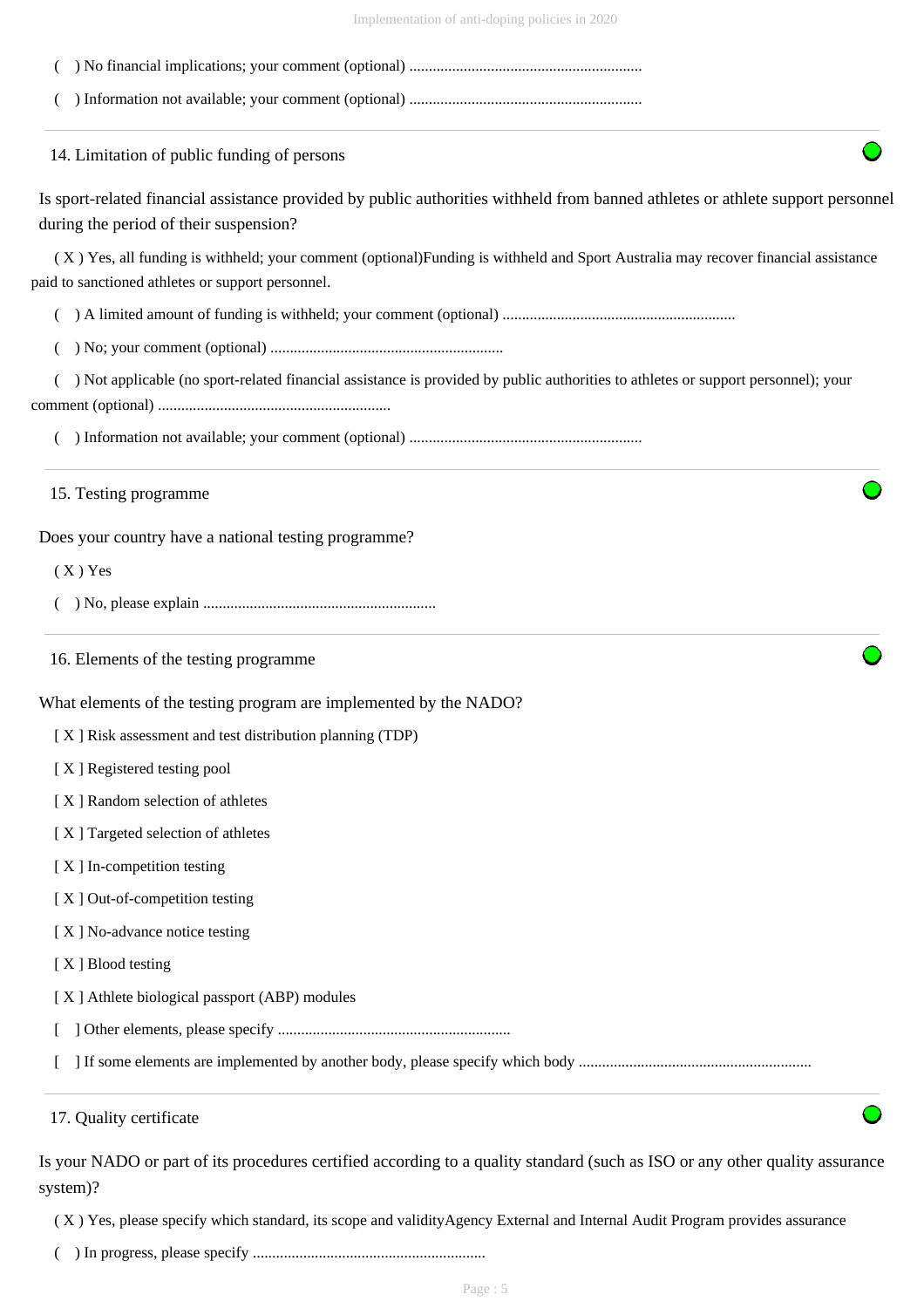( ) No financial implications; your comment (optional) ............................................................

( ) Information not available; your comment (optional) ............................................................

### 14. Limitation of public funding of persons

Is sport-related financial assistance provided by public authorities withheld from banned athletes or athlete support personnel during the period of their suspension?

( X ) Yes, all funding is withheld; your comment (optional)Funding is withheld and Sport Australia may recover financial assistance paid to sanctioned athletes or support personnel.

( ) A limited amount of funding is withheld; your comment (optional) ............................................................

( ) No; your comment (optional) ............................................................

( ) Not applicable (no sport-related financial assistance is provided by public authorities to athletes or support personnel); your comment (optional) ............................................................

( ) Information not available; your comment (optional) ............................................................

### 15. Testing programme

Does your country have a national testing programme?

( X ) Yes

( ) No, please explain ............................................................

### 16. Elements of the testing programme

What elements of the testing program are implemented by the NADO?

[ X ] Risk assessment and test distribution planning (TDP)

[ X ] Registered testing pool

[ X ] Random selection of athletes

[ X ] Targeted selection of athletes

[ X ] In-competition testing

[ X ] Out-of-competition testing

[ X ] No-advance notice testing

[ X ] Blood testing

[ X ] Athlete biological passport (ABP) modules

[ ] Other elements, please specify ............................................................

[ ] If some elements are implemented by another body, please specify which body ............................................................

### 17. Quality certificate

Is your NADO or part of its procedures certified according to a quality standard (such as ISO or any other quality assurance system)?

( X ) Yes, please specify which standard, its scope and validityAgency External and Internal Audit Program provides assurance

( ) In progress, please specify ............................................................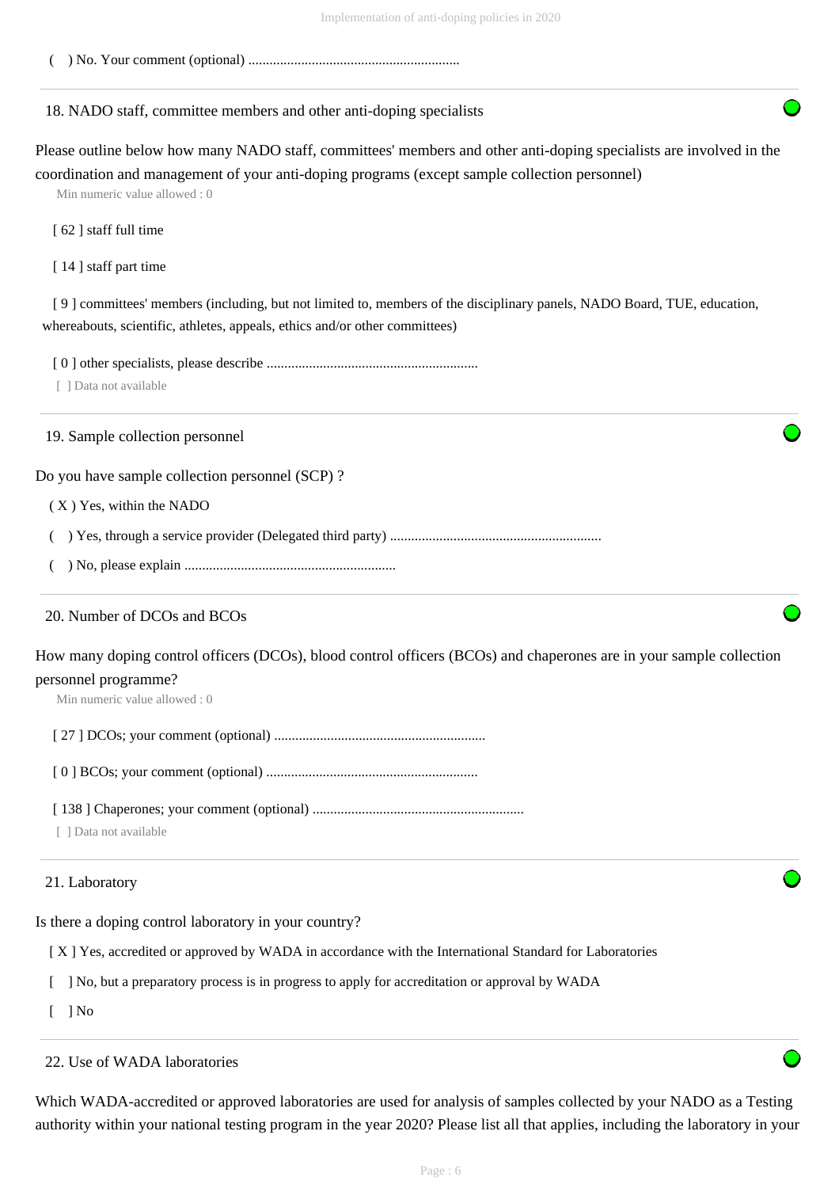( ) No. Your comment (optional) ............................................................

## 18. NADO staff, committee members and other anti-doping specialists

Please outline below how many NADO staff, committees' members and other anti-doping specialists are involved in the coordination and management of your anti-doping programs (except sample collection personnel)

Min numeric value allowed : 0

[ 62 ] staff full time

[ 14 ] staff part time

[ 9 ] committees' members (including, but not limited to, members of the disciplinary panels, NADO Board, TUE, education, whereabouts, scientific, athletes, appeals, ethics and/or other committees)

[ 0 ] other specialists, please describe ............................................................

[ ] Data not available

## 19. Sample collection personnel

Do you have sample collection personnel (SCP) ?

( X ) Yes, within the NADO

( ) Yes, through a service provider (Delegated third party) ............................................................

( ) No, please explain ............................................................

## 20. Number of DCOs and BCOs

How many doping control officers (DCOs), blood control officers (BCOs) and chaperones are in your sample collection personnel programme?

Min numeric value allowed : 0

[ 27 ] DCOs; your comment (optional) ............................................................

[ 0 ] BCOs; your comment (optional) ............................................................

[ 138 ] Chaperones; your comment (optional) ............................................................

[ ] Data not available

## 21. Laboratory

Is there a doping control laboratory in your country?

[ X ] Yes, accredited or approved by WADA in accordance with the International Standard for Laboratories

[ ] No, but a preparatory process is in progress to apply for accreditation or approval by WADA

[ ] No

## 22. Use of WADA laboratories

Which WADA-accredited or approved laboratories are used for analysis of samples collected by your NADO as a Testing authority within your national testing program in the year 2020? Please list all that applies, including the laboratory in your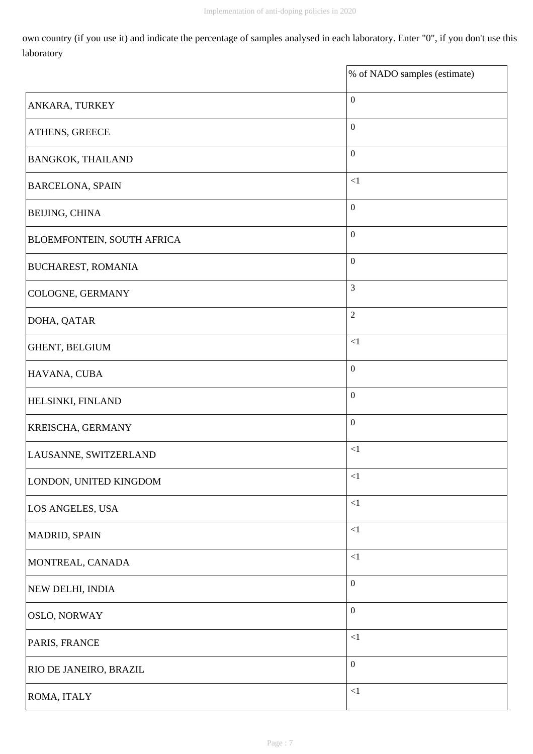own country (if you use it) and indicate the percentage of samples analysed in each laboratory. Enter "0", if you don't use this laboratory

| | % of NADO samples (estimate) |
|---|---|
| ANKARA, TURKEY | 0 |
| ATHENS, GREECE | 0 |
| BANGKOK, THAILAND | 0 |
| BARCELONA, SPAIN | <1 |
| BEIJING, CHINA | 0 |
| BLOEMFONTEIN, SOUTH AFRICA | 0 |
| BUCHAREST, ROMANIA | 0 |
| COLOGNE, GERMANY | 3 |
| DOHA, QATAR | 2 |
| GHENT, BELGIUM | <1 |
| HAVANA, CUBA | 0 |
| HELSINKI, FINLAND | 0 |
| KREISCHA, GERMANY | 0 |
| LAUSANNE, SWITZERLAND | <1 |
| LONDON, UNITED KINGDOM | <1 |
| LOS ANGELES, USA | <1 |
| MADRID, SPAIN | <1 |
| MONTREAL, CANADA | <1 |
| NEW DELHI, INDIA | 0 |
| OSLO, NORWAY | 0 |
| PARIS, FRANCE | <1 |
| RIO DE JANEIRO, BRAZIL | 0 |
| ROMA, ITALY | <1 |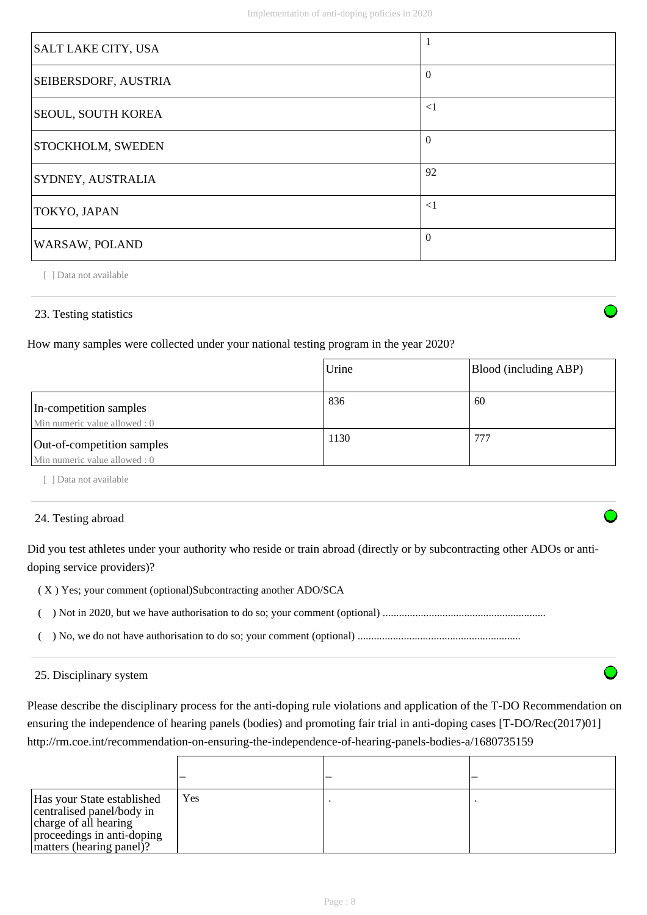| | |
|---|---|
| SALT LAKE CITY, USA | 1 |
| SEIBERSDORF, AUSTRIA | 0 |
| SEOUL, SOUTH KOREA | <1 |
| STOCKHOLM, SWEDEN | 0 |
| SYDNEY, AUSTRALIA | 92 |
| TOKYO, JAPAN | <1 |
| WARSAW, POLAND | 0 |

[ ] Data not available

### 23. Testing statistics

How many samples were collected under your national testing program in the year 2020?

| | Urine | Blood (including ABP) |
|---|---|---|
| In-competition samples<br>Min numeric value allowed : 0 | 836 | 60 |
| Out-of-competition samples<br>Min numeric value allowed : 0 | 1130 | 777 |

[ ] Data not available

### 24. Testing abroad

Did you test athletes under your authority who reside or train abroad (directly or by subcontracting other ADOs or anti-doping service providers)?

( X ) Yes; your comment (optional)Subcontracting another ADO/SCA

( ) Not in 2020, but we have authorisation to do so; your comment (optional) ...........................................................

( ) No, we do not have authorisation to do so; your comment (optional) ...........................................................

### 25. Disciplinary system

Please describe the disciplinary process for the anti-doping rule violations and application of the T-DO Recommendation on ensuring the independence of hearing panels (bodies) and promoting fair trial in anti-doping cases [T-DO/Rec(2017)01] http://rm.coe.int/recommendation-on-ensuring-the-independence-of-hearing-panels-bodies-a/1680735159

| | – | – | – |
|---|---|---|---|
| Has your State established centralised panel/body in charge of all hearing proceedings in anti-doping matters (hearing panel)? | Yes | . | . |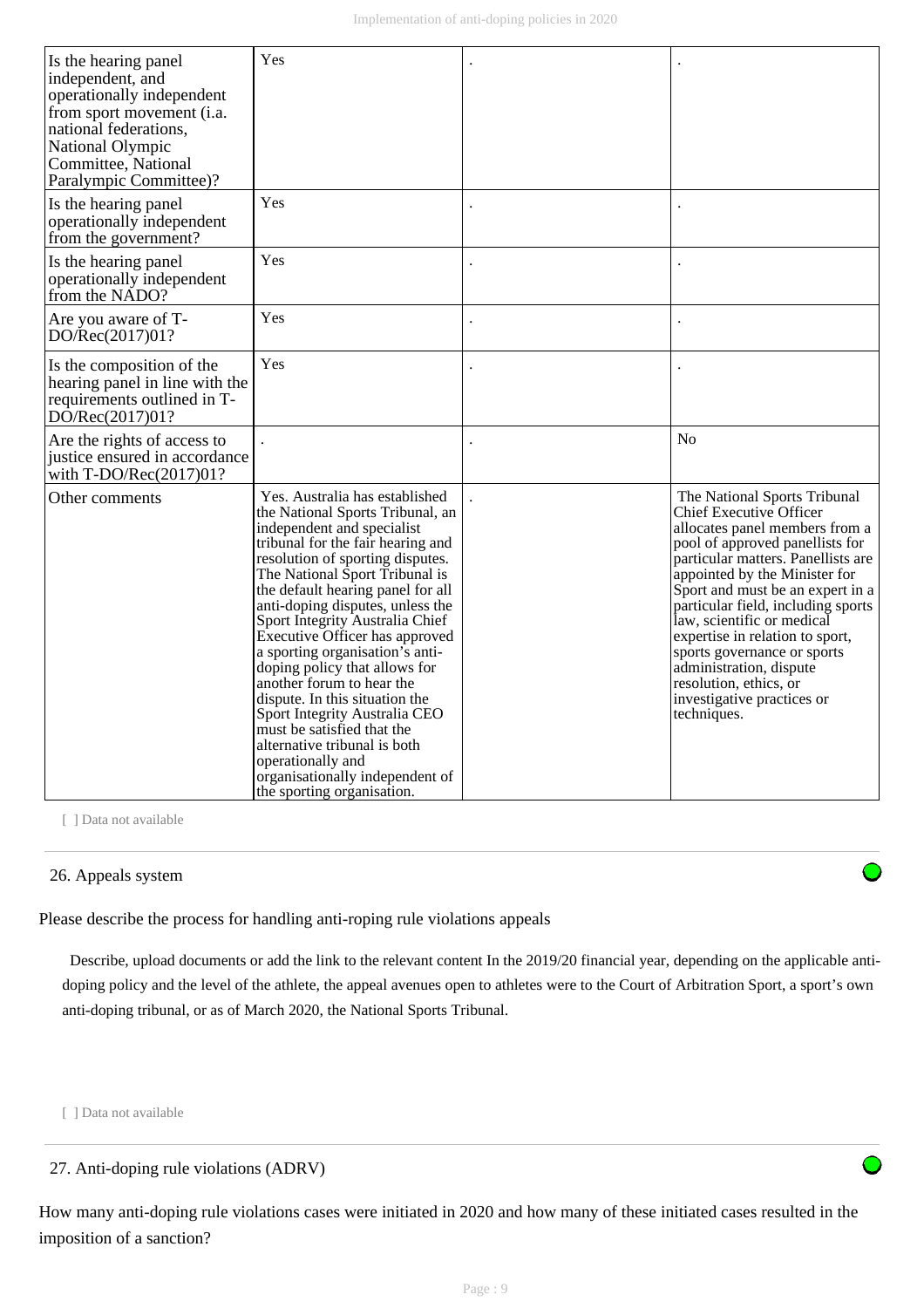| | | | |
|---|---|---|---|
| Is the hearing panel independent, and operationally independent from sport movement (i.a. national federations, National Olympic Committee, National Paralympic Committee)? | Yes | . | . |
| Is the hearing panel operationally independent from the government? | Yes | . | . |
| Is the hearing panel operationally independent from the NADO? | Yes | . | . |
| Are you aware of T-DO/Rec(2017)01? | Yes | . | . |
| Is the composition of the hearing panel in line with the requirements outlined in T-DO/Rec(2017)01? | Yes | . | . |
| Are the rights of access to justice ensured in accordance with T-DO/Rec(2017)01? | . | . | No |
| Other comments | Yes. Australia has established the National Sports Tribunal, an independent and specialist tribunal for the fair hearing and resolution of sporting disputes. The National Sport Tribunal is the default hearing panel for all anti-doping disputes, unless the Sport Integrity Australia Chief Executive Officer has approved a sporting organisation's anti-doping policy that allows for another forum to hear the dispute. In this situation the Sport Integrity Australia CEO must be satisfied that the alternative tribunal is both operationally and organisationally independent of the sporting organisation. | . | The National Sports Tribunal Chief Executive Officer allocates panel members from a pool of approved panellists for particular matters. Panellists are appointed by the Minister for Sport and must be an expert in a particular field, including sports law, scientific or medical expertise in relation to sport, sports governance or sports administration, dispute resolution, ethics, or investigative practices or techniques. |

[ ] Data not available

## 26. Appeals system

Please describe the process for handling anti-roping rule violations appeals

Describe, upload documents or add the link to the relevant content In the 2019/20 financial year, depending on the applicable anti-doping policy and the level of the athlete, the appeal avenues open to athletes were to the Court of Arbitration Sport, a sport's own anti-doping tribunal, or as of March 2020, the National Sports Tribunal.

[ ] Data not available

## 27. Anti-doping rule violations (ADRV)

How many anti-doping rule violations cases were initiated in 2020 and how many of these initiated cases resulted in the imposition of a sanction?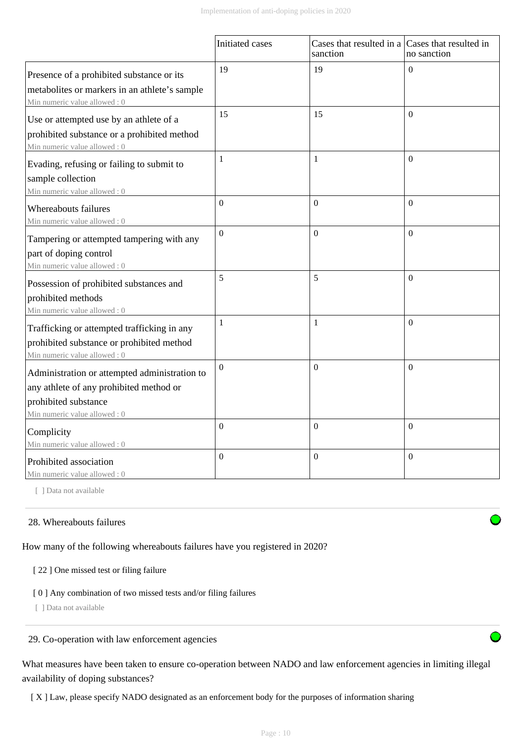| | Initiated cases | Cases that resulted in a sanction | Cases that resulted in no sanction |
|---|---|---|---|
| Presence of a prohibited substance or its metabolites or markers in an athlete's sample<br>Min numeric value allowed : 0 | 19 | 19 | 0 |
| Use or attempted use by an athlete of a prohibited substance or a prohibited method<br>Min numeric value allowed : 0 | 15 | 15 | 0 |
| Evading, refusing or failing to submit to sample collection<br>Min numeric value allowed : 0 | 1 | 1 | 0 |
| Whereabouts failures<br>Min numeric value allowed : 0 | 0 | 0 | 0 |
| Tampering or attempted tampering with any part of doping control<br>Min numeric value allowed : 0 | 0 | 0 | 0 |
| Possession of prohibited substances and prohibited methods<br>Min numeric value allowed : 0 | 5 | 5 | 0 |
| Trafficking or attempted trafficking in any prohibited substance or prohibited method<br>Min numeric value allowed : 0 | 1 | 1 | 0 |
| Administration or attempted administration to any athlete of any prohibited method or prohibited substance<br>Min numeric value allowed : 0 | 0 | 0 | 0 |
| Complicity<br>Min numeric value allowed : 0 | 0 | 0 | 0 |
| Prohibited association<br>Min numeric value allowed : 0 | 0 | 0 | 0 |

[ ] Data not available

28. Whereabouts failures

How many of the following whereabouts failures have you registered in 2020?

[ 22 ] One missed test or filing failure

[ 0 ] Any combination of two missed tests and/or filing failures

[ ] Data not available

29. Co-operation with law enforcement agencies

What measures have been taken to ensure co-operation between NADO and law enforcement agencies in limiting illegal availability of doping substances?

[ X ] Law, please specify NADO designated as an enforcement body for the purposes of information sharing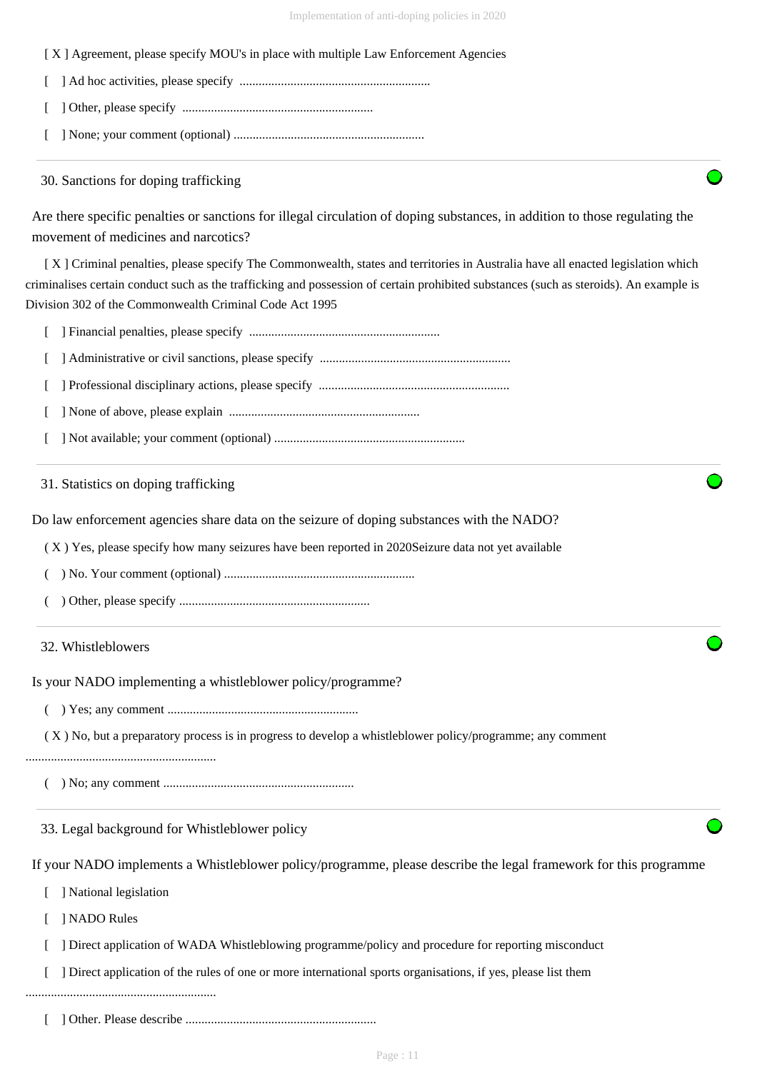[ X ] Agreement, please specify MOU's in place with multiple Law Enforcement Agencies

[ ] Ad hoc activities, please specify ............................................................

[ ] Other, please specify ............................................................

[ ] None; your comment (optional) ............................................................

---

30. Sanctions for doping trafficking

Are there specific penalties or sanctions for illegal circulation of doping substances, in addition to those regulating the movement of medicines and narcotics?

[ X ] Criminal penalties, please specify The Commonwealth, states and territories in Australia have all enacted legislation which criminalises certain conduct such as the trafficking and possession of certain prohibited substances (such as steroids). An example is Division 302 of the Commonwealth Criminal Code Act 1995

[ ] Financial penalties, please specify ............................................................

[ ] Administrative or civil sanctions, please specify ............................................................

[ ] Professional disciplinary actions, please specify ............................................................

[ ] None of above, please explain ............................................................

[ ] Not available; your comment (optional) ............................................................

---

31. Statistics on doping trafficking

Do law enforcement agencies share data on the seizure of doping substances with the NADO?

( X ) Yes, please specify how many seizures have been reported in 2020Seizure data not yet available

( ) No. Your comment (optional) ............................................................

( ) Other, please specify ............................................................

---

32. Whistleblowers

Is your NADO implementing a whistleblower policy/programme?

( ) Yes; any comment ............................................................

( X ) No, but a preparatory process is in progress to develop a whistleblower policy/programme; any comment ............................................................

( ) No; any comment ............................................................

---

33. Legal background for Whistleblower policy

If your NADO implements a Whistleblower policy/programme, please describe the legal framework for this programme

[ ] National legislation

[ ] NADO Rules

[ ] Direct application of WADA Whistleblowing programme/policy and procedure for reporting misconduct

[ ] Direct application of the rules of one or more international sports organisations, if yes, please list them ............................................................

[ ] Other. Please describe ............................................................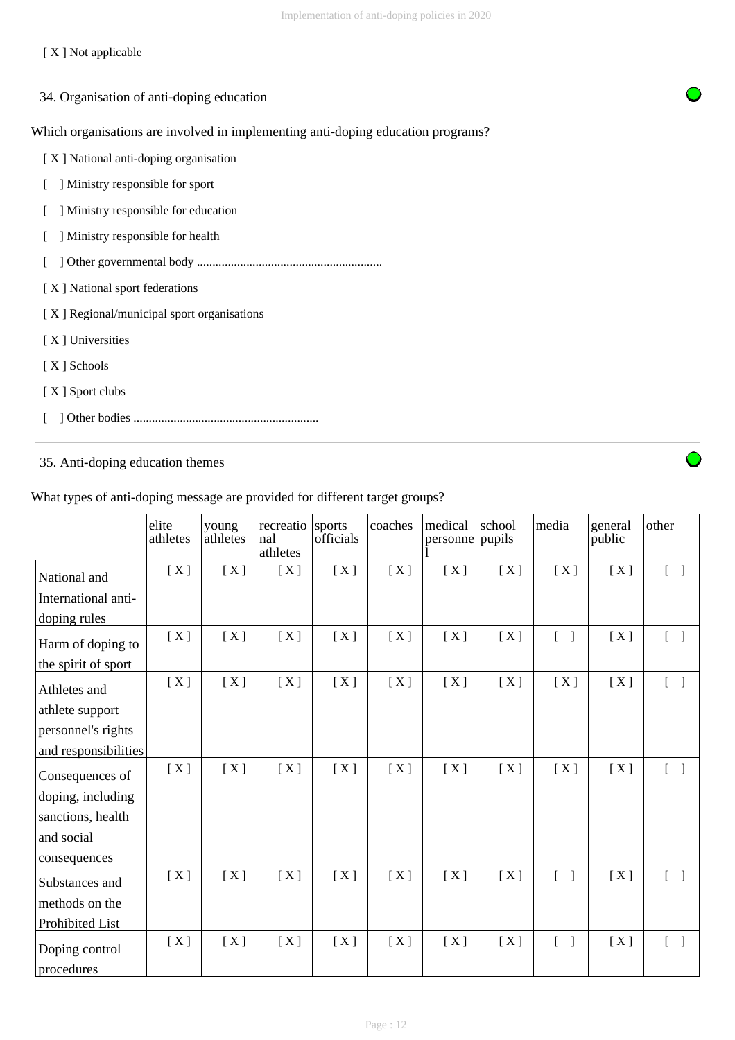[ X ] Not applicable

34. Organisation of anti-doping education

Which organisations are involved in implementing anti-doping education programs?

[ X ] National anti-doping organisation

[ ] Ministry responsible for sport

[ ] Ministry responsible for education

[ ] Ministry responsible for health

[ ] Other governmental body ............................................................

[ X ] National sport federations

[ X ] Regional/municipal sport organisations

[ X ] Universities

[ X ] Schools

[ X ] Sport clubs

[ ] Other bodies ............................................................

35. Anti-doping education themes

What types of anti-doping message are provided for different target groups?

| | elite athletes | young athletes | recreational athletes | sports officials | coaches | medical personnel | school pupils | media | general public | other |
|---|---|---|---|---|---|---|---|---|---|---|
| National and International anti-doping rules | [ X ] | [ X ] | [ X ] | [ X ] | [ X ] | [ X ] | [ X ] | [ X ] | [ X ] | [ ] |
| Harm of doping to the spirit of sport | [ X ] | [ X ] | [ X ] | [ X ] | [ X ] | [ X ] | [ X ] | [ ] | [ X ] | [ ] |
| Athletes and athlete support personnel's rights and responsibilities | [ X ] | [ X ] | [ X ] | [ X ] | [ X ] | [ X ] | [ X ] | [ X ] | [ X ] | [ ] |
| Consequences of doping, including sanctions, health and social consequences | [ X ] | [ X ] | [ X ] | [ X ] | [ X ] | [ X ] | [ X ] | [ X ] | [ X ] | [ ] |
| Substances and methods on the Prohibited List | [ X ] | [ X ] | [ X ] | [ X ] | [ X ] | [ X ] | [ X ] | [ ] | [ X ] | [ ] |
| Doping control procedures | [ X ] | [ X ] | [ X ] | [ X ] | [ X ] | [ X ] | [ X ] | [ ] | [ X ] | [ ] |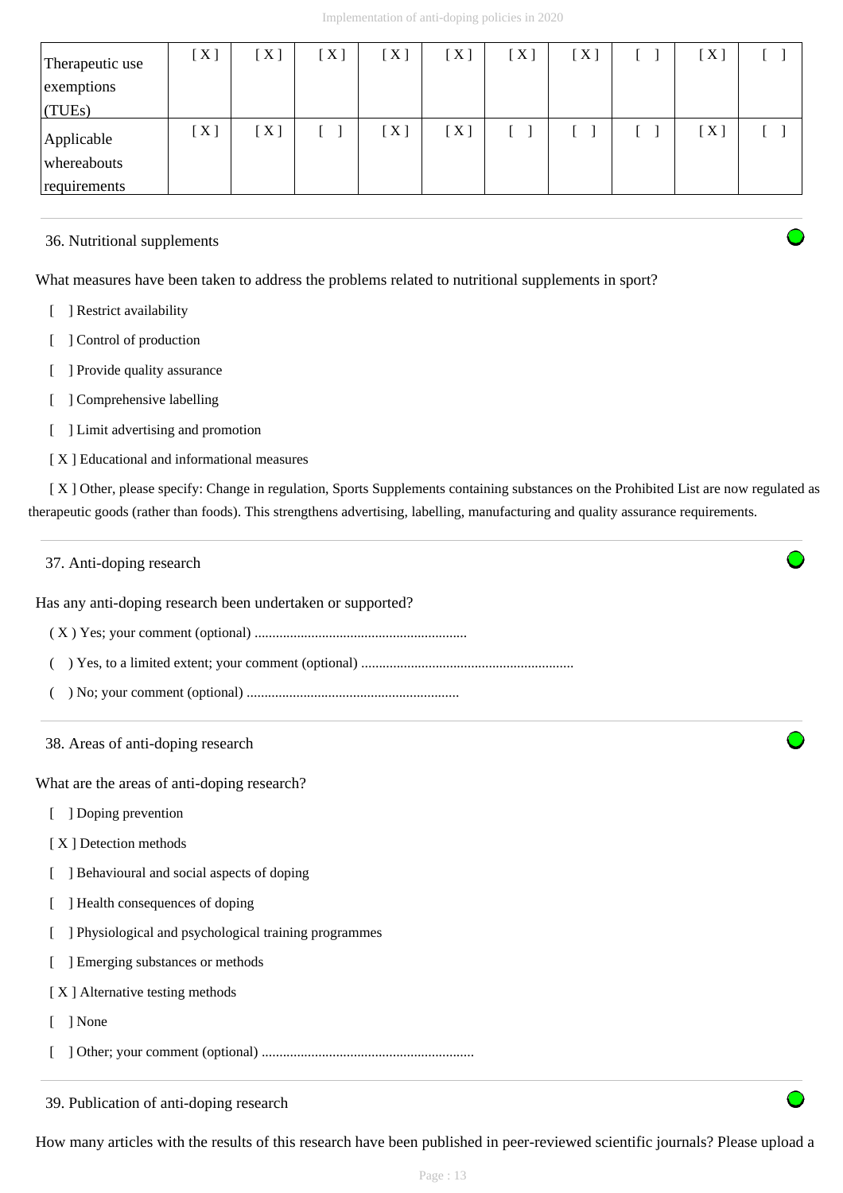| | | | | | | | | | | |
|---|---|---|---|---|---|---|---|---|---|---|
| Therapeutic use exemptions (TUEs) | [ X ] | [ X ] | [ X ] | [ X ] | [ X ] | [ X ] | [ X ] | [ ] | [ X ] | [ ] |
| Applicable whereabouts requirements | [ X ] | [ X ] | [ ] | [ X ] | [ X ] | [ ] | [ ] | [ ] | [ X ] | [ ] |

36. Nutritional supplements

What measures have been taken to address the problems related to nutritional supplements in sport?

[ ] Restrict availability

[ ] Control of production

[ ] Provide quality assurance

[ ] Comprehensive labelling

[ ] Limit advertising and promotion

[ X ] Educational and informational measures

[ X ] Other, please specify: Change in regulation, Sports Supplements containing substances on the Prohibited List are now regulated as therapeutic goods (rather than foods). This strengthens advertising, labelling, manufacturing and quality assurance requirements.

37. Anti-doping research

Has any anti-doping research been undertaken or supported?

( X ) Yes; your comment (optional) ...........................................................

( ) Yes, to a limited extent; your comment (optional) ...........................................................

( ) No; your comment (optional) ...........................................................

38. Areas of anti-doping research

What are the areas of anti-doping research?

[ ] Doping prevention

[ X ] Detection methods

[ ] Behavioural and social aspects of doping

[ ] Health consequences of doping

[ ] Physiological and psychological training programmes

[ ] Emerging substances or methods

[ X ] Alternative testing methods

[ ] None

[ ] Other; your comment (optional) ...........................................................

39. Publication of anti-doping research

How many articles with the results of this research have been published in peer-reviewed scientific journals? Please upload a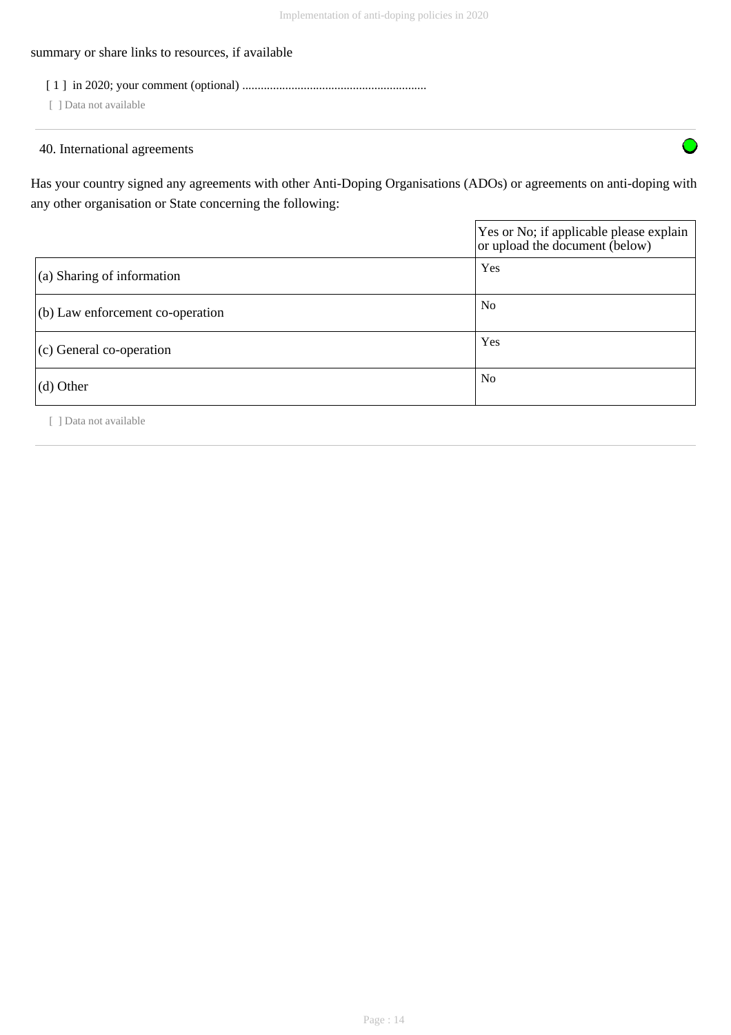summary or share links to resources, if available

[ 1 ] in 2020; your comment (optional) ............................................................

[ ] Data not available

40. International agreements

Has your country signed any agreements with other Anti-Doping Organisations (ADOs) or agreements on anti-doping with any other organisation or State concerning the following:

| | Yes or No; if applicable please explain or upload the document (below) |
|---|---|
| (a) Sharing of information | Yes |
| (b) Law enforcement co-operation | No |
| (c) General co-operation | Yes |
| (d) Other | No |

[ ] Data not available